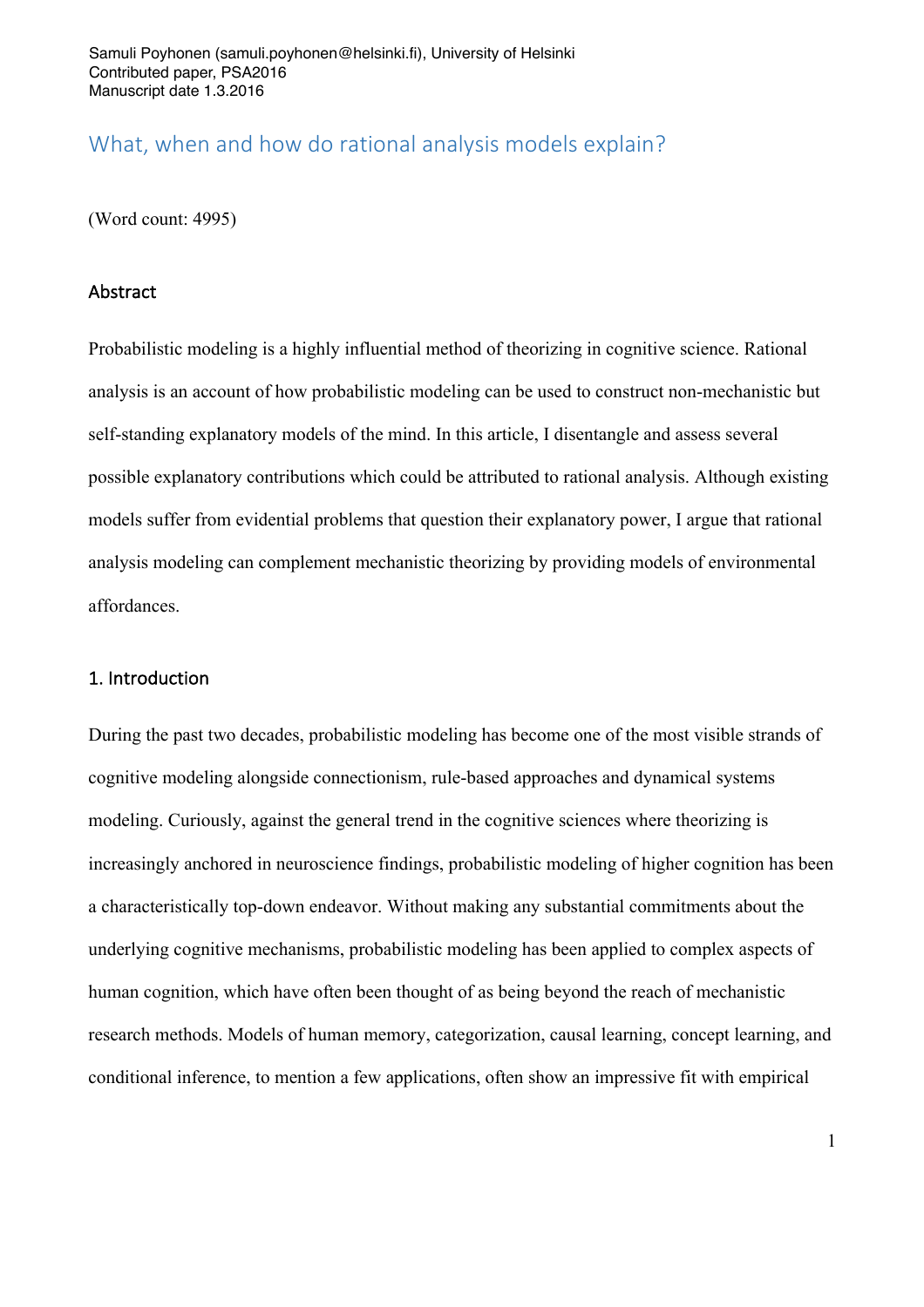Samuli Poyhonen (samuli.poyhonen@helsinki.fi), University of Helsinki
Contributed paper, PSA2016
Manuscript date 1.3.2016

# What, when and how do rational analysis models explain?

(Word count: 4995)

## Abstract

Probabilistic modeling is a highly influential method of theorizing in cognitive science. Rational analysis is an account of how probabilistic modeling can be used to construct non-mechanistic but self-standing explanatory models of the mind. In this article, I disentangle and assess several possible explanatory contributions which could be attributed to rational analysis. Although existing models suffer from evidential problems that question their explanatory power, I argue that rational analysis modeling can complement mechanistic theorizing by providing models of environmental affordances.

## 1. Introduction

During the past two decades, probabilistic modeling has become one of the most visible strands of cognitive modeling alongside connectionism, rule-based approaches and dynamical systems modeling. Curiously, against the general trend in the cognitive sciences where theorizing is increasingly anchored in neuroscience findings, probabilistic modeling of higher cognition has been a characteristically top-down endeavor. Without making any substantial commitments about the underlying cognitive mechanisms, probabilistic modeling has been applied to complex aspects of human cognition, which have often been thought of as being beyond the reach of mechanistic research methods. Models of human memory, categorization, causal learning, concept learning, and conditional inference, to mention a few applications, often show an impressive fit with empirical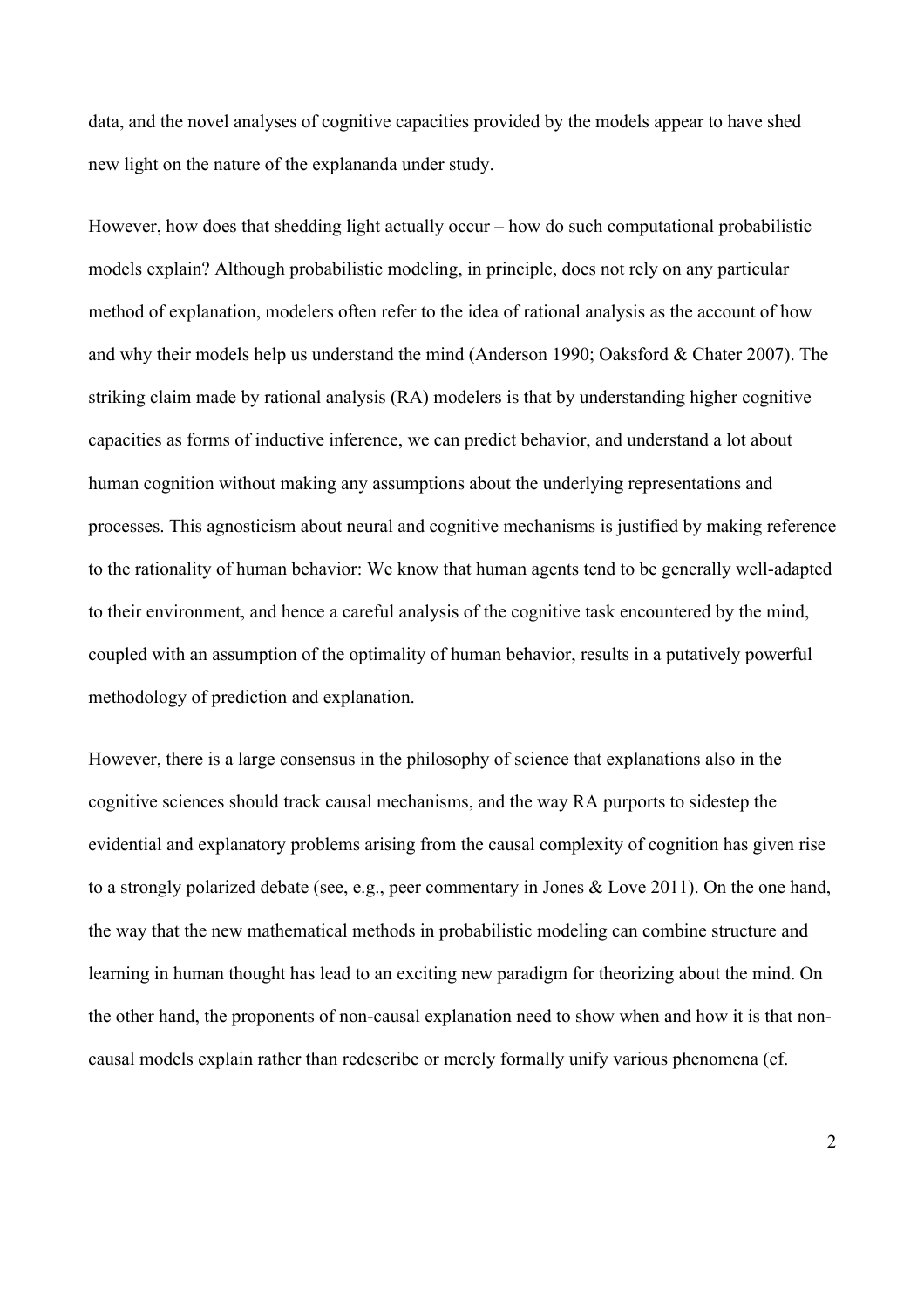data, and the novel analyses of cognitive capacities provided by the models appear to have shed new light on the nature of the explananda under study.

However, how does that shedding light actually occur – how do such computational probabilistic models explain? Although probabilistic modeling, in principle, does not rely on any particular method of explanation, modelers often refer to the idea of rational analysis as the account of how and why their models help us understand the mind (Anderson 1990; Oaksford & Chater 2007). The striking claim made by rational analysis (RA) modelers is that by understanding higher cognitive capacities as forms of inductive inference, we can predict behavior, and understand a lot about human cognition without making any assumptions about the underlying representations and processes. This agnosticism about neural and cognitive mechanisms is justified by making reference to the rationality of human behavior: We know that human agents tend to be generally well-adapted to their environment, and hence a careful analysis of the cognitive task encountered by the mind, coupled with an assumption of the optimality of human behavior, results in a putatively powerful methodology of prediction and explanation.

However, there is a large consensus in the philosophy of science that explanations also in the cognitive sciences should track causal mechanisms, and the way RA purports to sidestep the evidential and explanatory problems arising from the causal complexity of cognition has given rise to a strongly polarized debate (see, e.g., peer commentary in Jones & Love 2011). On the one hand, the way that the new mathematical methods in probabilistic modeling can combine structure and learning in human thought has lead to an exciting new paradigm for theorizing about the mind. On the other hand, the proponents of non-causal explanation need to show when and how it is that non-causal models explain rather than redescribe or merely formally unify various phenomena (cf.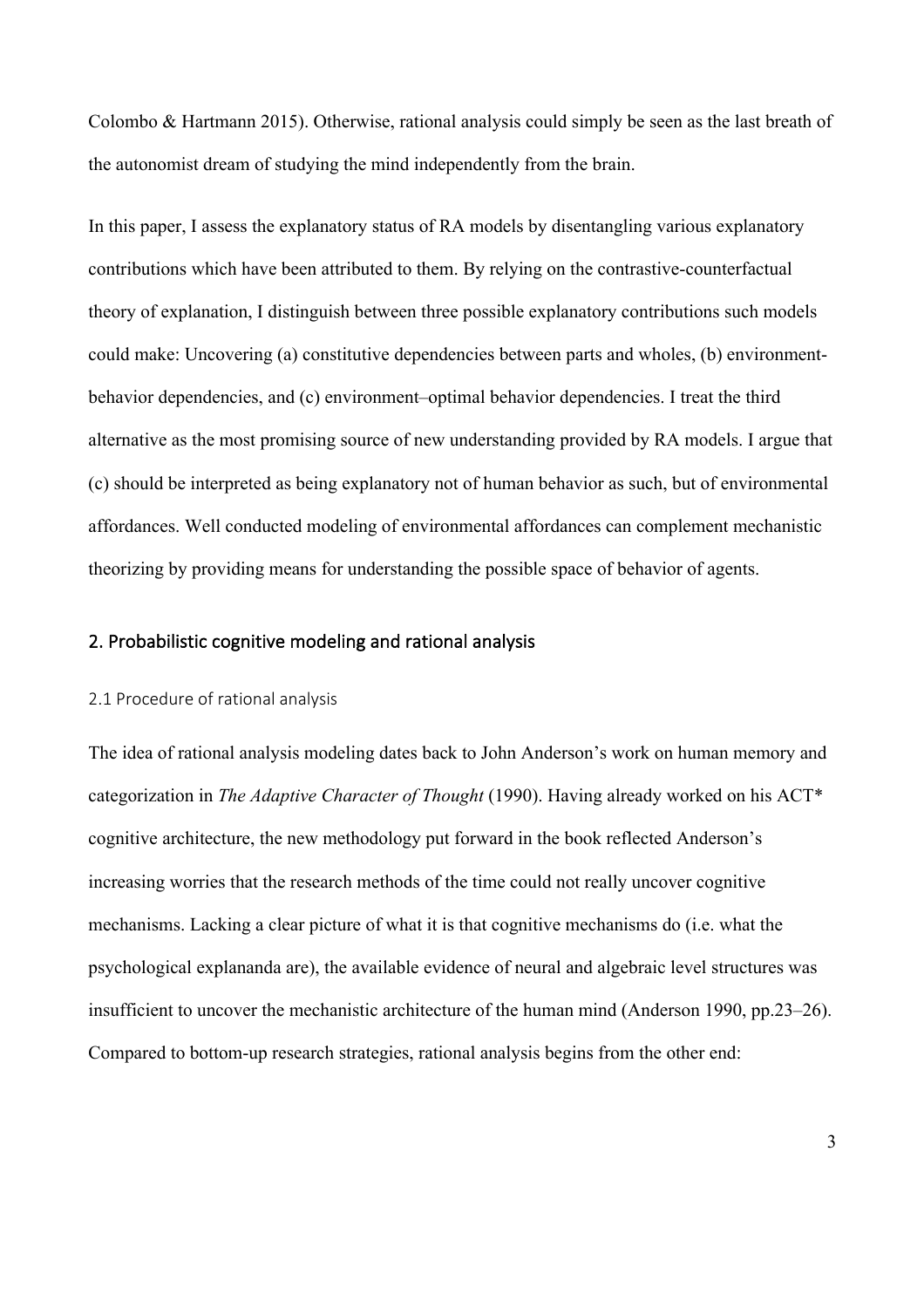Colombo & Hartmann 2015). Otherwise, rational analysis could simply be seen as the last breath of the autonomist dream of studying the mind independently from the brain.

In this paper, I assess the explanatory status of RA models by disentangling various explanatory contributions which have been attributed to them. By relying on the contrastive-counterfactual theory of explanation, I distinguish between three possible explanatory contributions such models could make: Uncovering (a) constitutive dependencies between parts and wholes, (b) environment-behavior dependencies, and (c) environment–optimal behavior dependencies. I treat the third alternative as the most promising source of new understanding provided by RA models. I argue that (c) should be interpreted as being explanatory not of human behavior as such, but of environmental affordances. Well conducted modeling of environmental affordances can complement mechanistic theorizing by providing means for understanding the possible space of behavior of agents.

## 2. Probabilistic cognitive modeling and rational analysis

### 2.1 Procedure of rational analysis

The idea of rational analysis modeling dates back to John Anderson's work on human memory and categorization in *The Adaptive Character of Thought* (1990). Having already worked on his ACT* cognitive architecture, the new methodology put forward in the book reflected Anderson's increasing worries that the research methods of the time could not really uncover cognitive mechanisms. Lacking a clear picture of what it is that cognitive mechanisms do (i.e. what the psychological explananda are), the available evidence of neural and algebraic level structures was insufficient to uncover the mechanistic architecture of the human mind (Anderson 1990, pp.23–26). Compared to bottom-up research strategies, rational analysis begins from the other end: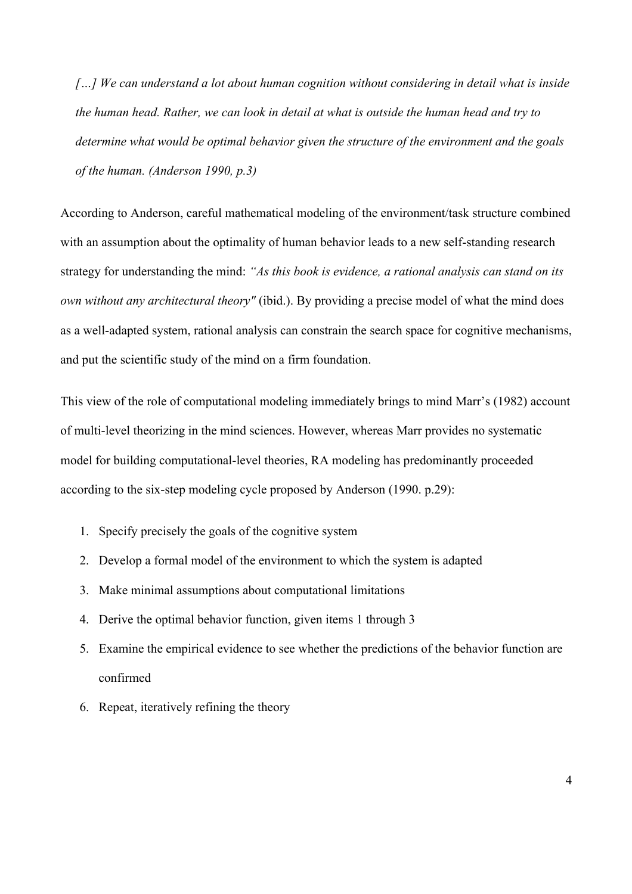> *[…] We can understand a lot about human cognition without considering in detail what is inside the human head. Rather, we can look in detail at what is outside the human head and try to determine what would be optimal behavior given the structure of the environment and the goals of the human. (Anderson 1990, p.3)*

According to Anderson, careful mathematical modeling of the environment/task structure combined with an assumption about the optimality of human behavior leads to a new self-standing research strategy for understanding the mind: *"As this book is evidence, a rational analysis can stand on its own without any architectural theory"* (ibid.). By providing a precise model of what the mind does as a well-adapted system, rational analysis can constrain the search space for cognitive mechanisms, and put the scientific study of the mind on a firm foundation.

This view of the role of computational modeling immediately brings to mind Marr's (1982) account of multi-level theorizing in the mind sciences. However, whereas Marr provides no systematic model for building computational-level theories, RA modeling has predominantly proceeded according to the six-step modeling cycle proposed by Anderson (1990. p.29):

1. Specify precisely the goals of the cognitive system
2. Develop a formal model of the environment to which the system is adapted
3. Make minimal assumptions about computational limitations
4. Derive the optimal behavior function, given items 1 through 3
5. Examine the empirical evidence to see whether the predictions of the behavior function are confirmed
6. Repeat, iteratively refining the theory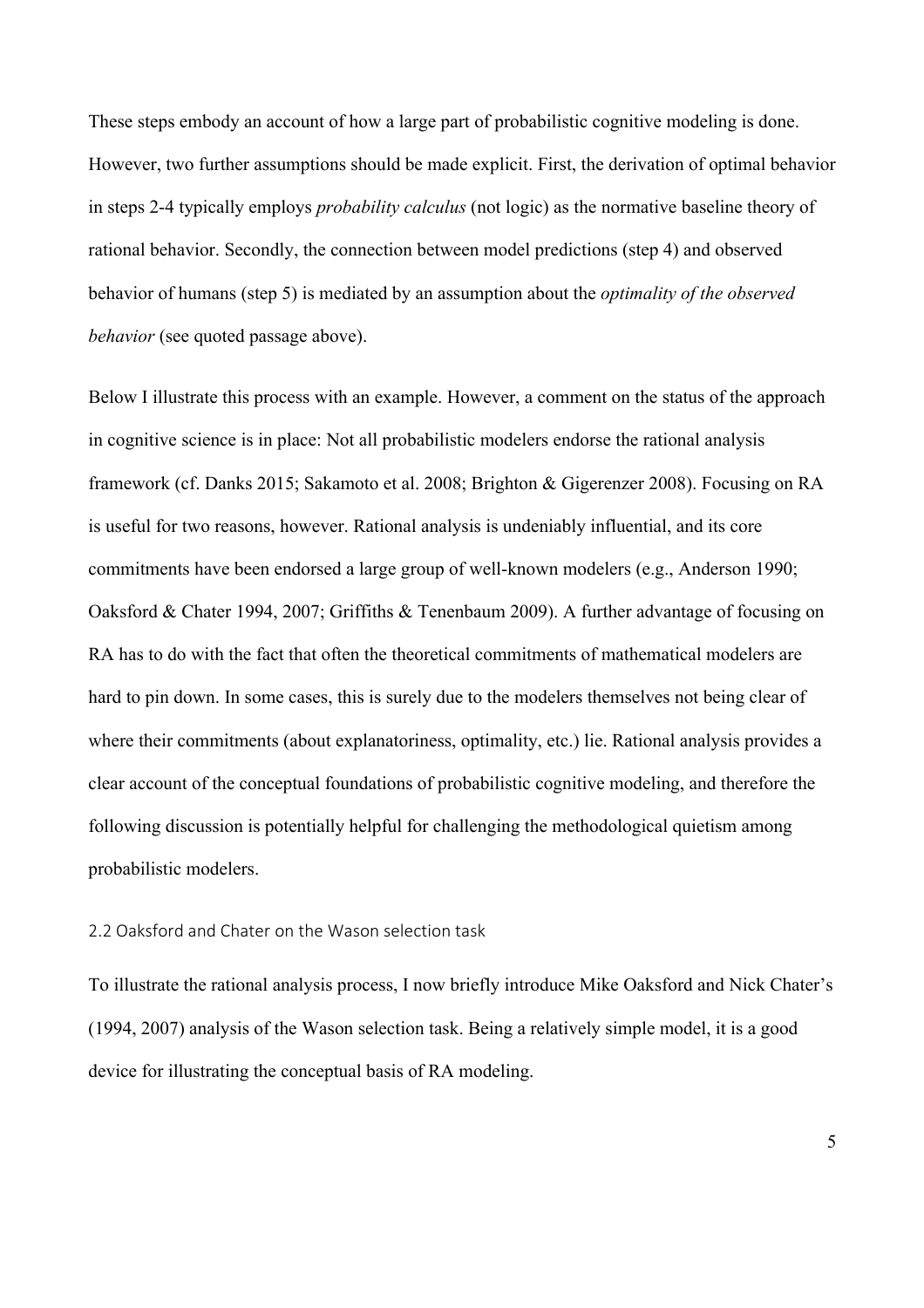These steps embody an account of how a large part of probabilistic cognitive modeling is done. However, two further assumptions should be made explicit. First, the derivation of optimal behavior in steps 2-4 typically employs *probability calculus* (not logic) as the normative baseline theory of rational behavior. Secondly, the connection between model predictions (step 4) and observed behavior of humans (step 5) is mediated by an assumption about the *optimality of the observed behavior* (see quoted passage above).

Below I illustrate this process with an example. However, a comment on the status of the approach in cognitive science is in place: Not all probabilistic modelers endorse the rational analysis framework (cf. Danks 2015; Sakamoto et al. 2008; Brighton & Gigerenzer 2008). Focusing on RA is useful for two reasons, however. Rational analysis is undeniably influential, and its core commitments have been endorsed a large group of well-known modelers (e.g., Anderson 1990; Oaksford & Chater 1994, 2007; Griffiths & Tenenbaum 2009). A further advantage of focusing on RA has to do with the fact that often the theoretical commitments of mathematical modelers are hard to pin down. In some cases, this is surely due to the modelers themselves not being clear of where their commitments (about explanatoriness, optimality, etc.) lie. Rational analysis provides a clear account of the conceptual foundations of probabilistic cognitive modeling, and therefore the following discussion is potentially helpful for challenging the methodological quietism among probabilistic modelers.

### 2.2 Oaksford and Chater on the Wason selection task

To illustrate the rational analysis process, I now briefly introduce Mike Oaksford and Nick Chater's (1994, 2007) analysis of the Wason selection task. Being a relatively simple model, it is a good device for illustrating the conceptual basis of RA modeling.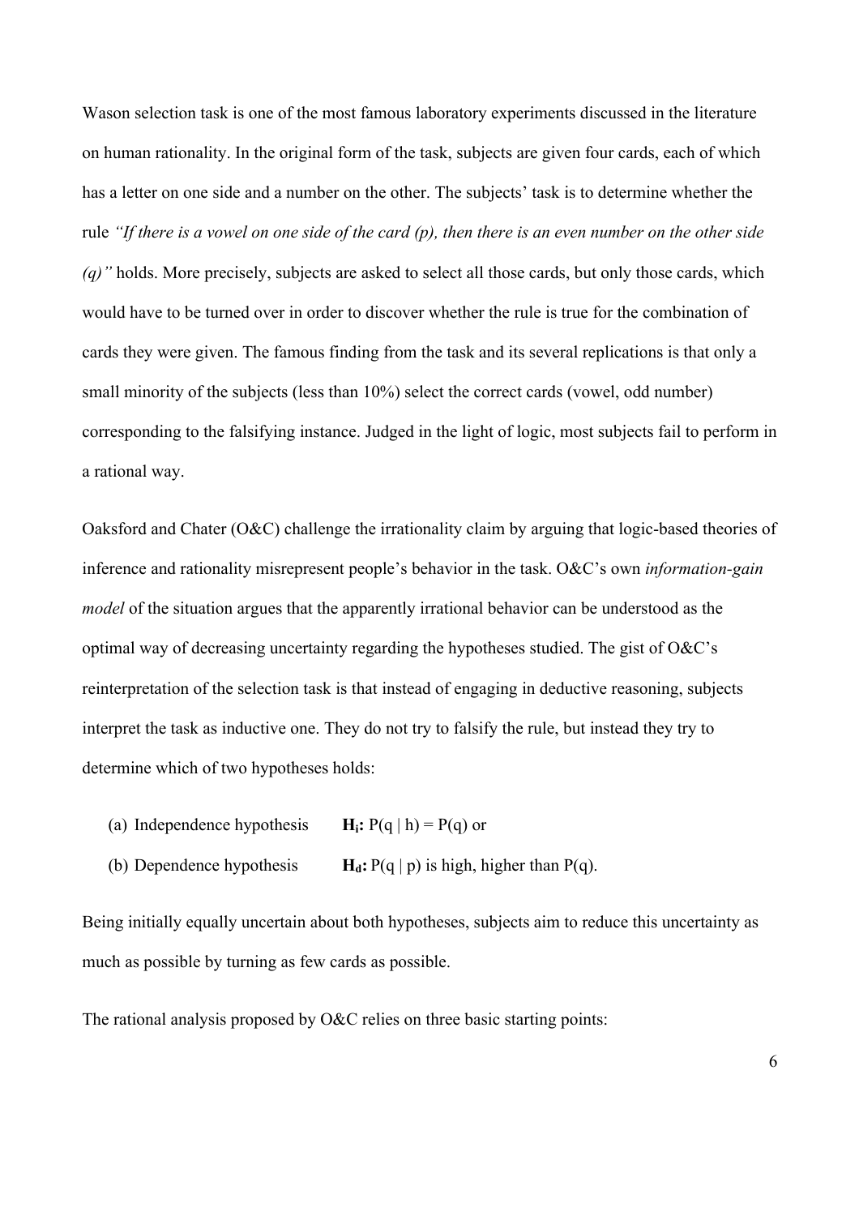Wason selection task is one of the most famous laboratory experiments discussed in the literature on human rationality. In the original form of the task, subjects are given four cards, each of which has a letter on one side and a number on the other. The subjects' task is to determine whether the rule *"If there is a vowel on one side of the card (p), then there is an even number on the other side (q)"* holds. More precisely, subjects are asked to select all those cards, but only those cards, which would have to be turned over in order to discover whether the rule is true for the combination of cards they were given. The famous finding from the task and its several replications is that only a small minority of the subjects (less than 10%) select the correct cards (vowel, odd number) corresponding to the falsifying instance. Judged in the light of logic, most subjects fail to perform in a rational way.

Oaksford and Chater (O&C) challenge the irrationality claim by arguing that logic-based theories of inference and rationality misrepresent people's behavior in the task. O&C's own *information-gain model* of the situation argues that the apparently irrational behavior can be understood as the optimal way of decreasing uncertainty regarding the hypotheses studied. The gist of O&C's reinterpretation of the selection task is that instead of engaging in deductive reasoning, subjects interpret the task as inductive one. They do not try to falsify the rule, but instead they try to determine which of two hypotheses holds:

(a) Independence hypothesis **$H_i$:** $P(q \mid h) = P(q)$ or

(b) Dependence hypothesis **$H_d$:** $P(q \mid p)$ is high, higher than $P(q)$.

Being initially equally uncertain about both hypotheses, subjects aim to reduce this uncertainty as much as possible by turning as few cards as possible.

The rational analysis proposed by O&C relies on three basic starting points: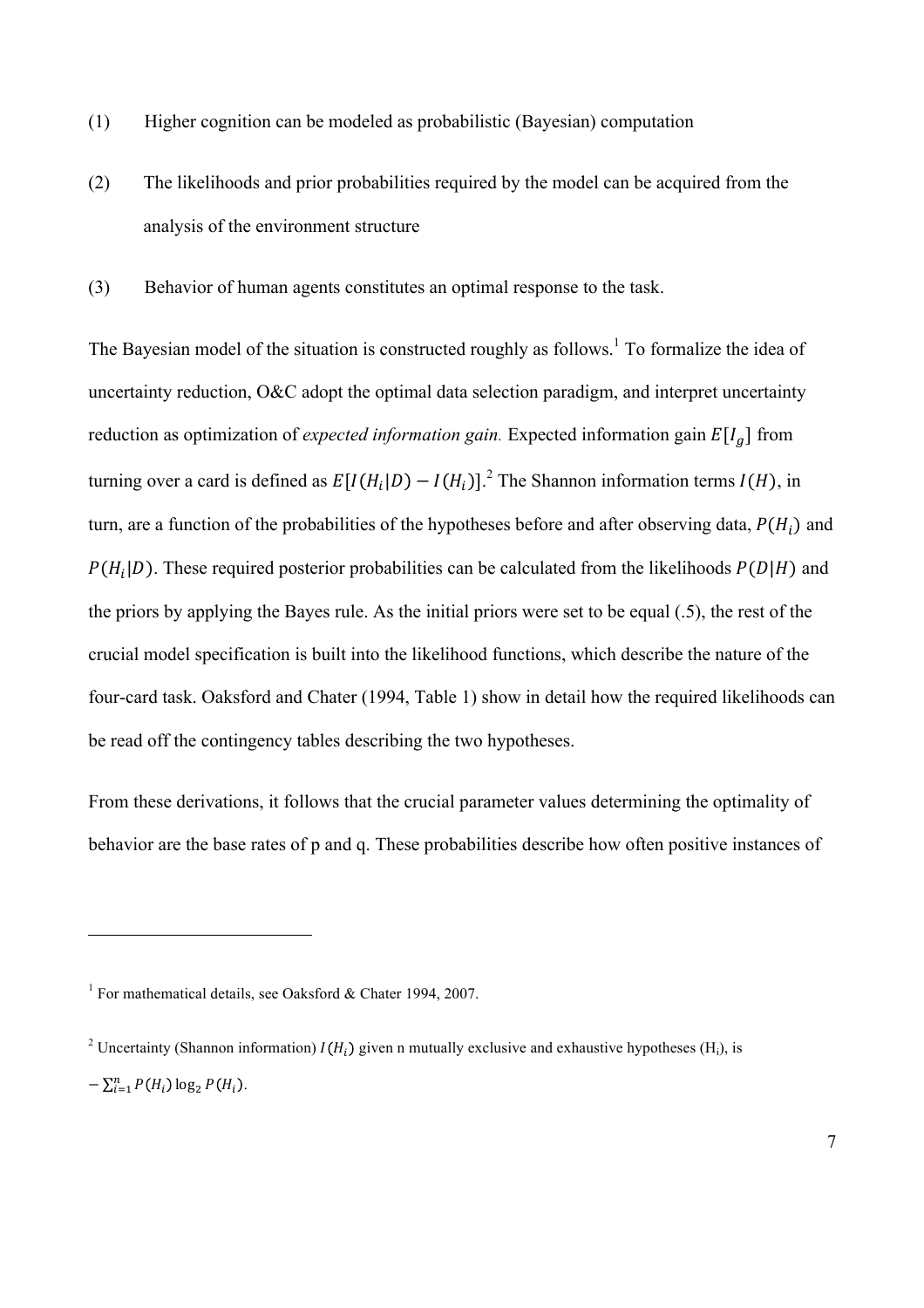(1) Higher cognition can be modeled as probabilistic (Bayesian) computation

(2) The likelihoods and prior probabilities required by the model can be acquired from the analysis of the environment structure

(3) Behavior of human agents constitutes an optimal response to the task.

The Bayesian model of the situation is constructed roughly as follows.[1] To formalize the idea of uncertainty reduction, O&C adopt the optimal data selection paradigm, and interpret uncertainty reduction as optimization of *expected information gain.* Expected information gain $E[I_g]$ from turning over a card is defined as $E[I(H_i|D) - I(H_i)]$.[2] The Shannon information terms $I(H)$, in turn, are a function of the probabilities of the hypotheses before and after observing data, $P(H_i)$ and $P(H_i|D)$. These required posterior probabilities can be calculated from the likelihoods $P(D|H)$ and the priors by applying the Bayes rule. As the initial priors were set to be equal (.5), the rest of the crucial model specification is built into the likelihood functions, which describe the nature of the four-card task. Oaksford and Chater (1994, Table 1) show in detail how the required likelihoods can be read off the contingency tables describing the two hypotheses.

From these derivations, it follows that the crucial parameter values determining the optimality of behavior are the base rates of p and q. These probabilities describe how often positive instances of

---

[1] For mathematical details, see Oaksford & Chater 1994, 2007.

[2] Uncertainty (Shannon information) $I(H_i)$ given n mutually exclusive and exhaustive hypotheses ($H_i$), is $-\sum_{i=1}^{n} P(H_i) \log_2 P(H_i)$.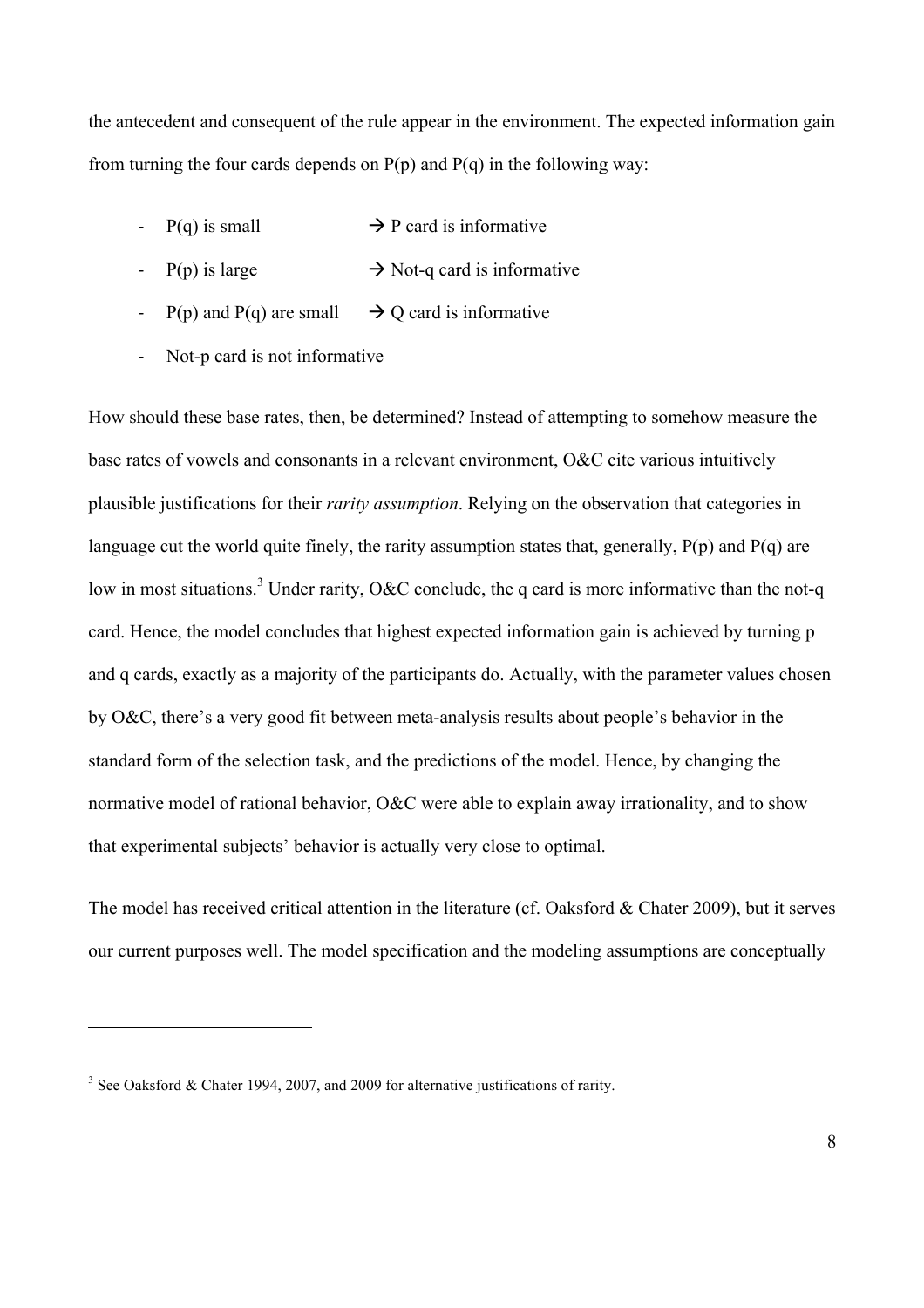the antecedent and consequent of the rule appear in the environment. The expected information gain from turning the four cards depends on P(p) and P(q) in the following way:

- P(q) is small → P card is informative
- P(p) is large → Not-q card is informative
- P(p) and P(q) are small → Q card is informative
- Not-p card is not informative

How should these base rates, then, be determined? Instead of attempting to somehow measure the base rates of vowels and consonants in a relevant environment, O&C cite various intuitively plausible justifications for their *rarity assumption*. Relying on the observation that categories in language cut the world quite finely, the rarity assumption states that, generally, P(p) and P(q) are low in most situations.[3] Under rarity, O&C conclude, the q card is more informative than the not-q card. Hence, the model concludes that highest expected information gain is achieved by turning p and q cards, exactly as a majority of the participants do. Actually, with the parameter values chosen by O&C, there's a very good fit between meta-analysis results about people's behavior in the standard form of the selection task, and the predictions of the model. Hence, by changing the normative model of rational behavior, O&C were able to explain away irrationality, and to show that experimental subjects' behavior is actually very close to optimal.

The model has received critical attention in the literature (cf. Oaksford & Chater 2009), but it serves our current purposes well. The model specification and the modeling assumptions are conceptually

---

[3] See Oaksford & Chater 1994, 2007, and 2009 for alternative justifications of rarity.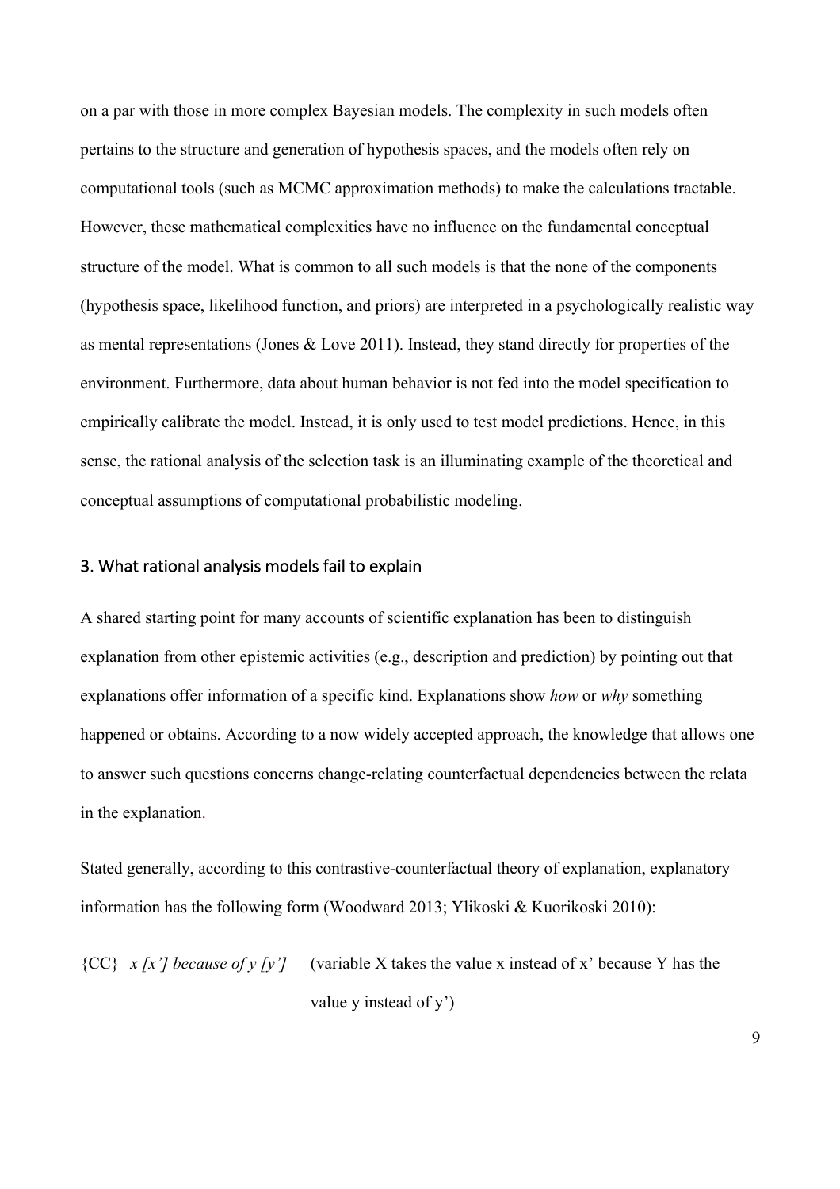on a par with those in more complex Bayesian models. The complexity in such models often pertains to the structure and generation of hypothesis spaces, and the models often rely on computational tools (such as MCMC approximation methods) to make the calculations tractable. However, these mathematical complexities have no influence on the fundamental conceptual structure of the model. What is common to all such models is that the none of the components (hypothesis space, likelihood function, and priors) are interpreted in a psychologically realistic way as mental representations (Jones & Love 2011). Instead, they stand directly for properties of the environment. Furthermore, data about human behavior is not fed into the model specification to empirically calibrate the model. Instead, it is only used to test model predictions. Hence, in this sense, the rational analysis of the selection task is an illuminating example of the theoretical and conceptual assumptions of computational probabilistic modeling.

## 3. What rational analysis models fail to explain

A shared starting point for many accounts of scientific explanation has been to distinguish explanation from other epistemic activities (e.g., description and prediction) by pointing out that explanations offer information of a specific kind. Explanations show *how* or *why* something happened or obtains. According to a now widely accepted approach, the knowledge that allows one to answer such questions concerns change-relating counterfactual dependencies between the relata in the explanation.

Stated generally, according to this contrastive-counterfactual theory of explanation, explanatory information has the following form (Woodward 2013; Ylikoski & Kuorikoski 2010):

{CC} *x [x'] because of y [y']* (variable X takes the value x instead of x' because Y has the value y instead of y')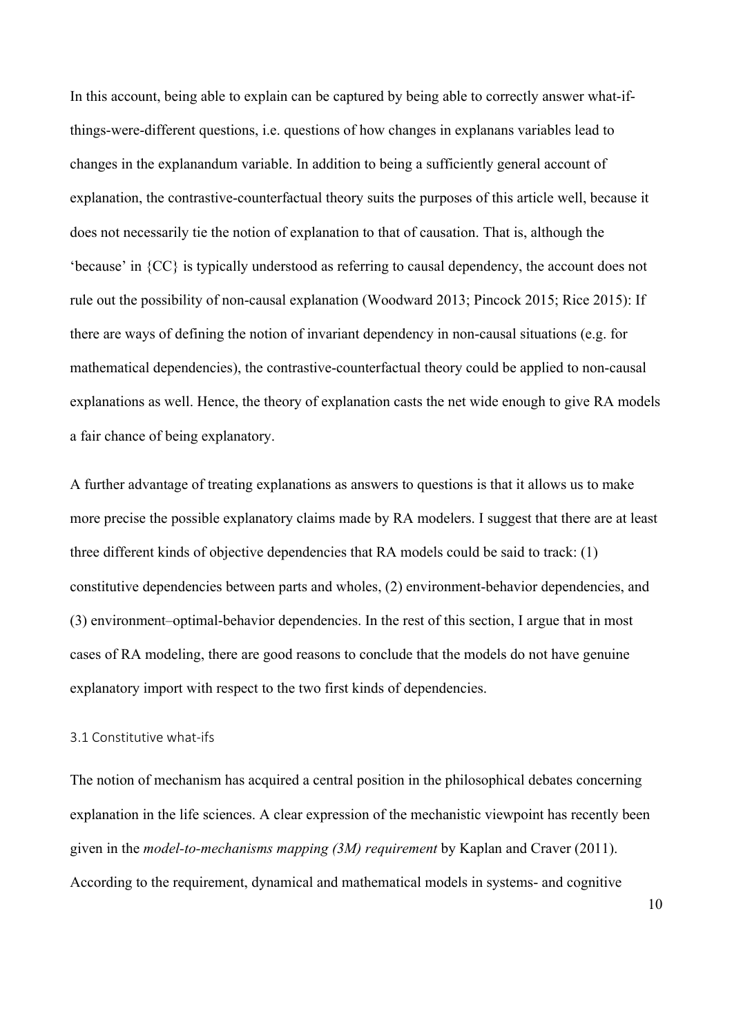In this account, being able to explain can be captured by being able to correctly answer what-if-things-were-different questions, i.e. questions of how changes in explanans variables lead to changes in the explanandum variable. In addition to being a sufficiently general account of explanation, the contrastive-counterfactual theory suits the purposes of this article well, because it does not necessarily tie the notion of explanation to that of causation. That is, although the 'because' in {CC} is typically understood as referring to causal dependency, the account does not rule out the possibility of non-causal explanation (Woodward 2013; Pincock 2015; Rice 2015): If there are ways of defining the notion of invariant dependency in non-causal situations (e.g. for mathematical dependencies), the contrastive-counterfactual theory could be applied to non-causal explanations as well. Hence, the theory of explanation casts the net wide enough to give RA models a fair chance of being explanatory.

A further advantage of treating explanations as answers to questions is that it allows us to make more precise the possible explanatory claims made by RA modelers. I suggest that there are at least three different kinds of objective dependencies that RA models could be said to track: (1) constitutive dependencies between parts and wholes, (2) environment-behavior dependencies, and (3) environment–optimal-behavior dependencies. In the rest of this section, I argue that in most cases of RA modeling, there are good reasons to conclude that the models do not have genuine explanatory import with respect to the two first kinds of dependencies.

### 3.1 Constitutive what-ifs

The notion of mechanism has acquired a central position in the philosophical debates concerning explanation in the life sciences. A clear expression of the mechanistic viewpoint has recently been given in the *model-to-mechanisms mapping (3M) requirement* by Kaplan and Craver (2011). According to the requirement, dynamical and mathematical models in systems- and cognitive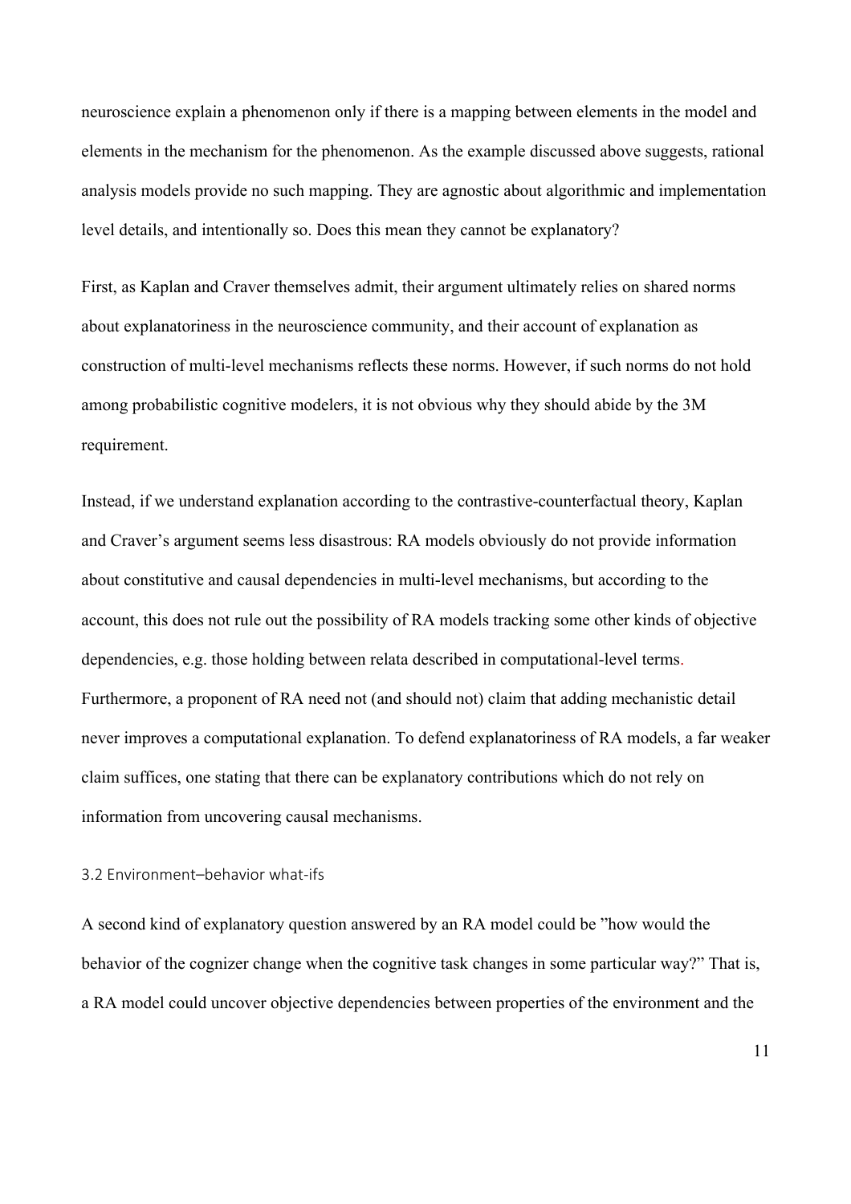neuroscience explain a phenomenon only if there is a mapping between elements in the model and elements in the mechanism for the phenomenon. As the example discussed above suggests, rational analysis models provide no such mapping. They are agnostic about algorithmic and implementation level details, and intentionally so. Does this mean they cannot be explanatory?

First, as Kaplan and Craver themselves admit, their argument ultimately relies on shared norms about explanatoriness in the neuroscience community, and their account of explanation as construction of multi-level mechanisms reflects these norms. However, if such norms do not hold among probabilistic cognitive modelers, it is not obvious why they should abide by the 3M requirement.

Instead, if we understand explanation according to the contrastive-counterfactual theory, Kaplan and Craver's argument seems less disastrous: RA models obviously do not provide information about constitutive and causal dependencies in multi-level mechanisms, but according to the account, this does not rule out the possibility of RA models tracking some other kinds of objective dependencies, e.g. those holding between relata described in computational-level terms. Furthermore, a proponent of RA need not (and should not) claim that adding mechanistic detail never improves a computational explanation. To defend explanatoriness of RA models, a far weaker claim suffices, one stating that there can be explanatory contributions which do not rely on information from uncovering causal mechanisms.

### 3.2 Environment–behavior what-ifs

A second kind of explanatory question answered by an RA model could be "how would the behavior of the cognizer change when the cognitive task changes in some particular way?" That is, a RA model could uncover objective dependencies between properties of the environment and the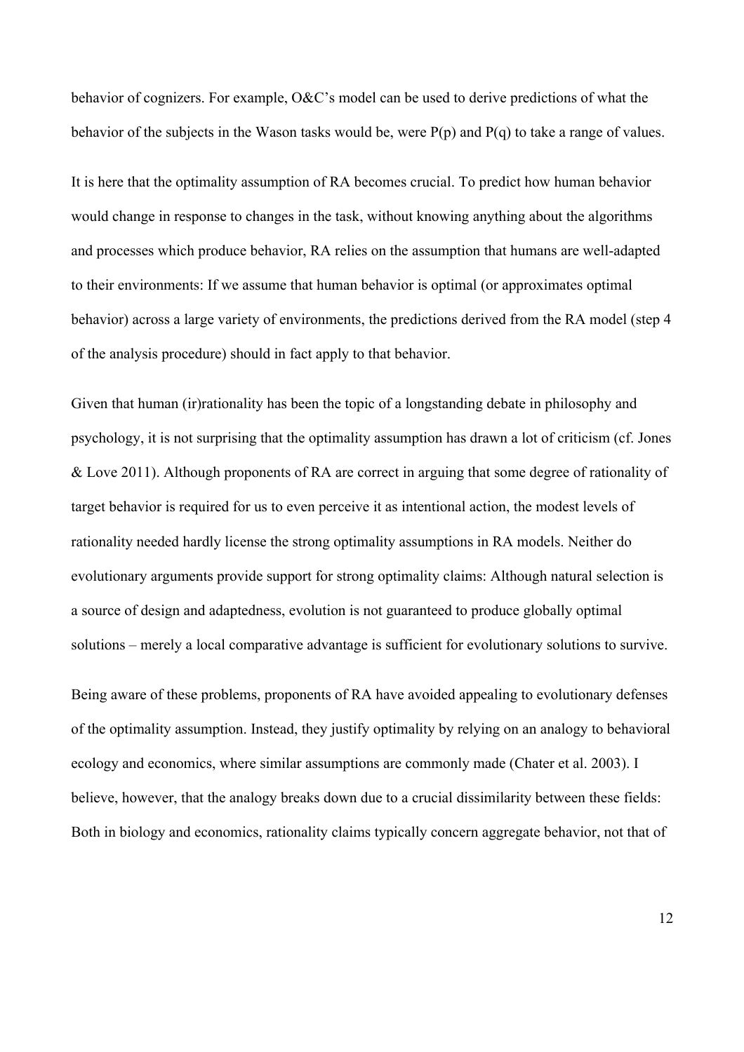behavior of cognizers. For example, O&C's model can be used to derive predictions of what the behavior of the subjects in the Wason tasks would be, were $P(p)$ and $P(q)$ to take a range of values.

It is here that the optimality assumption of RA becomes crucial. To predict how human behavior would change in response to changes in the task, without knowing anything about the algorithms and processes which produce behavior, RA relies on the assumption that humans are well-adapted to their environments: If we assume that human behavior is optimal (or approximates optimal behavior) across a large variety of environments, the predictions derived from the RA model (step 4 of the analysis procedure) should in fact apply to that behavior.

Given that human (ir)rationality has been the topic of a longstanding debate in philosophy and psychology, it is not surprising that the optimality assumption has drawn a lot of criticism (cf. Jones & Love 2011). Although proponents of RA are correct in arguing that some degree of rationality of target behavior is required for us to even perceive it as intentional action, the modest levels of rationality needed hardly license the strong optimality assumptions in RA models. Neither do evolutionary arguments provide support for strong optimality claims: Although natural selection is a source of design and adaptedness, evolution is not guaranteed to produce globally optimal solutions – merely a local comparative advantage is sufficient for evolutionary solutions to survive.

Being aware of these problems, proponents of RA have avoided appealing to evolutionary defenses of the optimality assumption. Instead, they justify optimality by relying on an analogy to behavioral ecology and economics, where similar assumptions are commonly made (Chater et al. 2003). I believe, however, that the analogy breaks down due to a crucial dissimilarity between these fields: Both in biology and economics, rationality claims typically concern aggregate behavior, not that of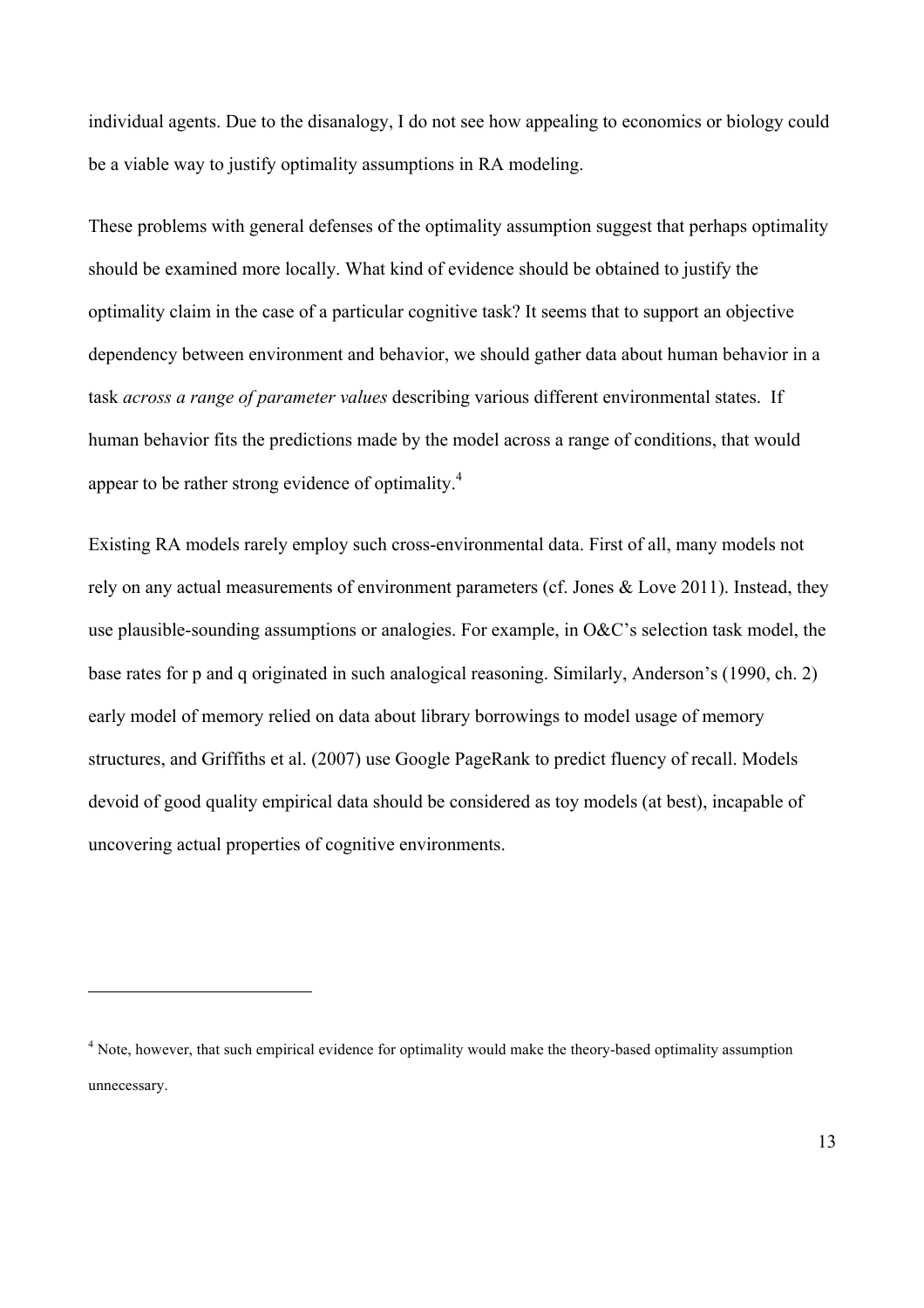individual agents. Due to the disanalogy, I do not see how appealing to economics or biology could be a viable way to justify optimality assumptions in RA modeling.

These problems with general defenses of the optimality assumption suggest that perhaps optimality should be examined more locally. What kind of evidence should be obtained to justify the optimality claim in the case of a particular cognitive task? It seems that to support an objective dependency between environment and behavior, we should gather data about human behavior in a task *across a range of parameter values* describing various different environmental states. If human behavior fits the predictions made by the model across a range of conditions, that would appear to be rather strong evidence of optimality.[4]

Existing RA models rarely employ such cross-environmental data. First of all, many models not rely on any actual measurements of environment parameters (cf. Jones & Love 2011). Instead, they use plausible-sounding assumptions or analogies. For example, in O&C's selection task model, the base rates for p and q originated in such analogical reasoning. Similarly, Anderson's (1990, ch. 2) early model of memory relied on data about library borrowings to model usage of memory structures, and Griffiths et al. (2007) use Google PageRank to predict fluency of recall. Models devoid of good quality empirical data should be considered as toy models (at best), incapable of uncovering actual properties of cognitive environments.

---

[4] Note, however, that such empirical evidence for optimality would make the theory-based optimality assumption unnecessary.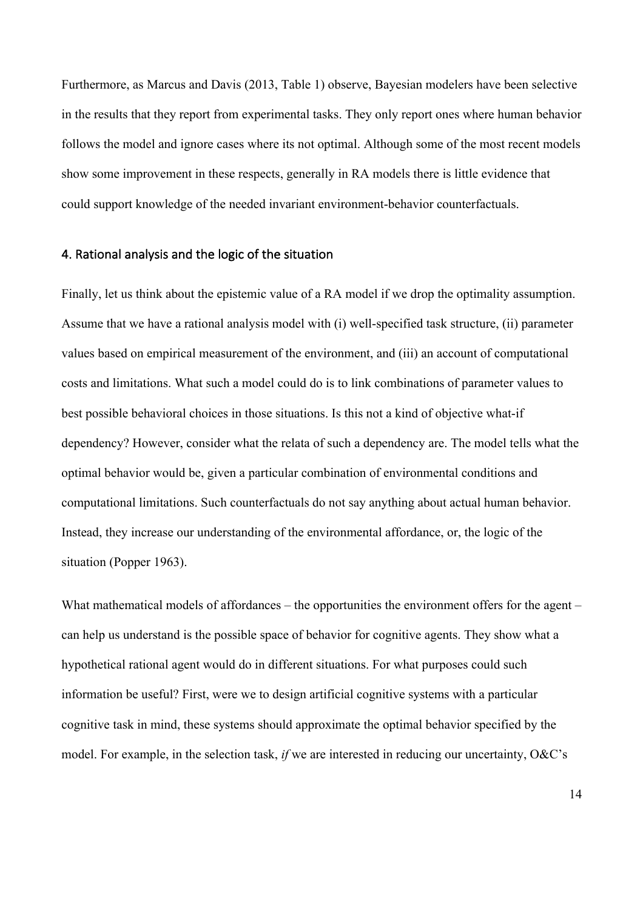Furthermore, as Marcus and Davis (2013, Table 1) observe, Bayesian modelers have been selective in the results that they report from experimental tasks. They only report ones where human behavior follows the model and ignore cases where its not optimal. Although some of the most recent models show some improvement in these respects, generally in RA models there is little evidence that could support knowledge of the needed invariant environment-behavior counterfactuals.

## 4. Rational analysis and the logic of the situation

Finally, let us think about the epistemic value of a RA model if we drop the optimality assumption. Assume that we have a rational analysis model with (i) well-specified task structure, (ii) parameter values based on empirical measurement of the environment, and (iii) an account of computational costs and limitations. What such a model could do is to link combinations of parameter values to best possible behavioral choices in those situations. Is this not a kind of objective what-if dependency? However, consider what the relata of such a dependency are. The model tells what the optimal behavior would be, given a particular combination of environmental conditions and computational limitations. Such counterfactuals do not say anything about actual human behavior. Instead, they increase our understanding of the environmental affordance, or, the logic of the situation (Popper 1963).

What mathematical models of affordances – the opportunities the environment offers for the agent – can help us understand is the possible space of behavior for cognitive agents. They show what a hypothetical rational agent would do in different situations. For what purposes could such information be useful? First, were we to design artificial cognitive systems with a particular cognitive task in mind, these systems should approximate the optimal behavior specified by the model. For example, in the selection task, *if* we are interested in reducing our uncertainty, O&C's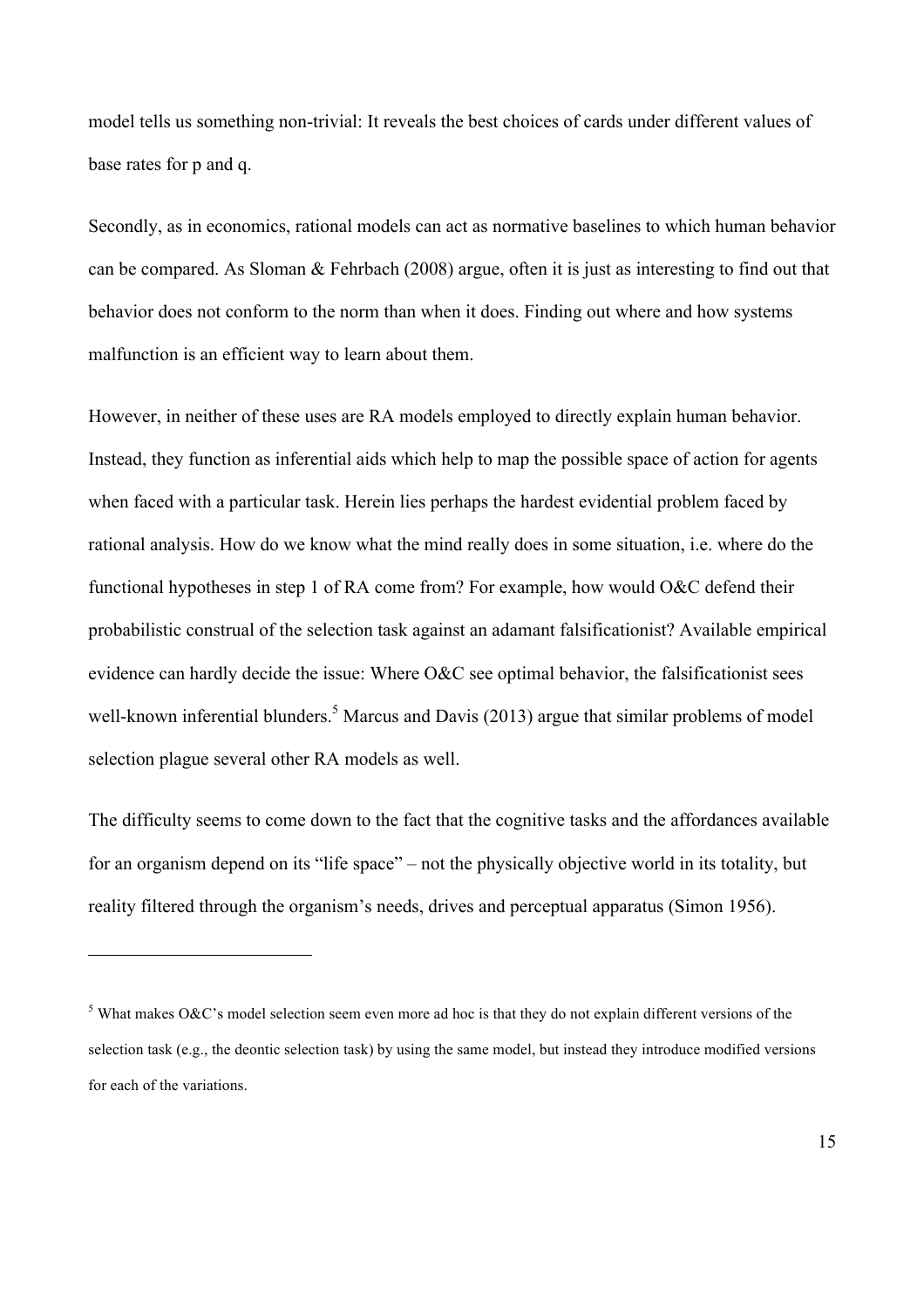model tells us something non-trivial: It reveals the best choices of cards under different values of base rates for p and q.

Secondly, as in economics, rational models can act as normative baselines to which human behavior can be compared. As Sloman & Fehrbach (2008) argue, often it is just as interesting to find out that behavior does not conform to the norm than when it does. Finding out where and how systems malfunction is an efficient way to learn about them.

However, in neither of these uses are RA models employed to directly explain human behavior. Instead, they function as inferential aids which help to map the possible space of action for agents when faced with a particular task. Herein lies perhaps the hardest evidential problem faced by rational analysis. How do we know what the mind really does in some situation, i.e. where do the functional hypotheses in step 1 of RA come from? For example, how would O&C defend their probabilistic construal of the selection task against an adamant falsificationist? Available empirical evidence can hardly decide the issue: Where O&C see optimal behavior, the falsificationist sees well-known inferential blunders.[5] Marcus and Davis (2013) argue that similar problems of model selection plague several other RA models as well.

The difficulty seems to come down to the fact that the cognitive tasks and the affordances available for an organism depend on its "life space" – not the physically objective world in its totality, but reality filtered through the organism's needs, drives and perceptual apparatus (Simon 1956).

---

[5] What makes O&C's model selection seem even more ad hoc is that they do not explain different versions of the selection task (e.g., the deontic selection task) by using the same model, but instead they introduce modified versions for each of the variations.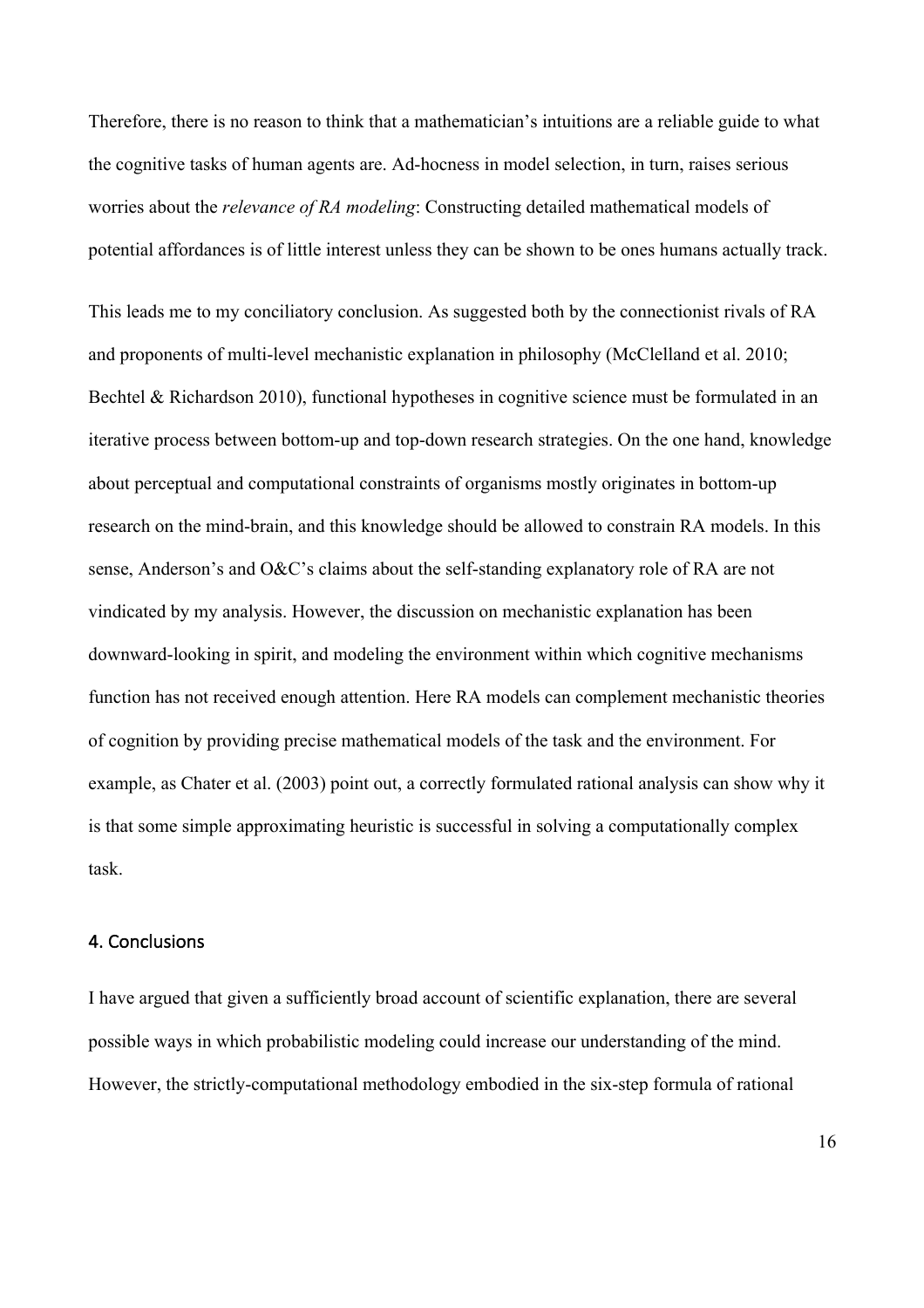Therefore, there is no reason to think that a mathematician's intuitions are a reliable guide to what the cognitive tasks of human agents are. Ad-hocness in model selection, in turn, raises serious worries about the *relevance of RA modeling*: Constructing detailed mathematical models of potential affordances is of little interest unless they can be shown to be ones humans actually track.

This leads me to my conciliatory conclusion. As suggested both by the connectionist rivals of RA and proponents of multi-level mechanistic explanation in philosophy (McClelland et al. 2010; Bechtel & Richardson 2010), functional hypotheses in cognitive science must be formulated in an iterative process between bottom-up and top-down research strategies. On the one hand, knowledge about perceptual and computational constraints of organisms mostly originates in bottom-up research on the mind-brain, and this knowledge should be allowed to constrain RA models. In this sense, Anderson's and O&C's claims about the self-standing explanatory role of RA are not vindicated by my analysis. However, the discussion on mechanistic explanation has been downward-looking in spirit, and modeling the environment within which cognitive mechanisms function has not received enough attention. Here RA models can complement mechanistic theories of cognition by providing precise mathematical models of the task and the environment. For example, as Chater et al. (2003) point out, a correctly formulated rational analysis can show why it is that some simple approximating heuristic is successful in solving a computationally complex task.

## 4. Conclusions

I have argued that given a sufficiently broad account of scientific explanation, there are several possible ways in which probabilistic modeling could increase our understanding of the mind. However, the strictly-computational methodology embodied in the six-step formula of rational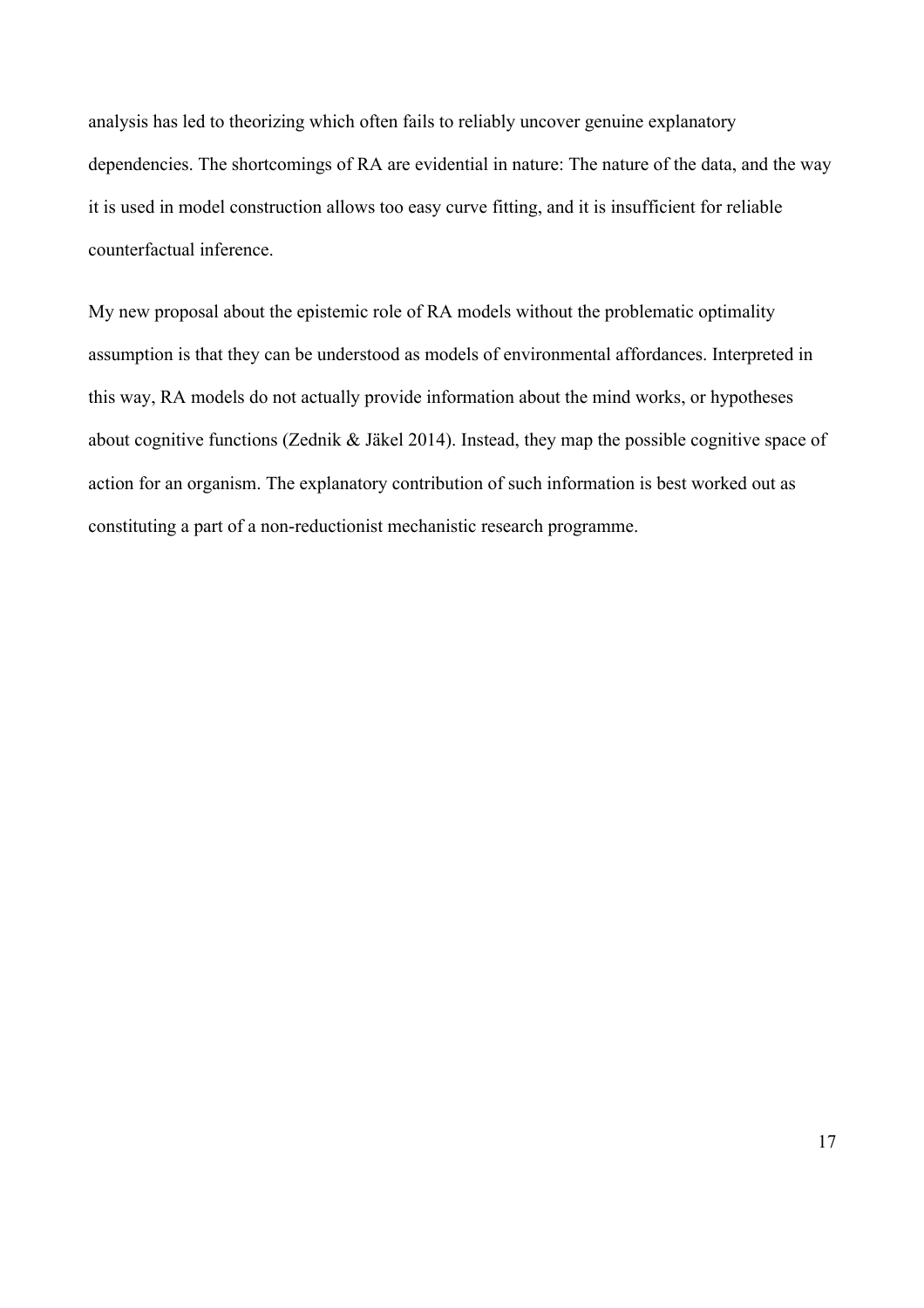analysis has led to theorizing which often fails to reliably uncover genuine explanatory dependencies. The shortcomings of RA are evidential in nature: The nature of the data, and the way it is used in model construction allows too easy curve fitting, and it is insufficient for reliable counterfactual inference.

My new proposal about the epistemic role of RA models without the problematic optimality assumption is that they can be understood as models of environmental affordances. Interpreted in this way, RA models do not actually provide information about the mind works, or hypotheses about cognitive functions (Zednik & Jäkel 2014). Instead, they map the possible cognitive space of action for an organism. The explanatory contribution of such information is best worked out as constituting a part of a non-reductionist mechanistic research programme.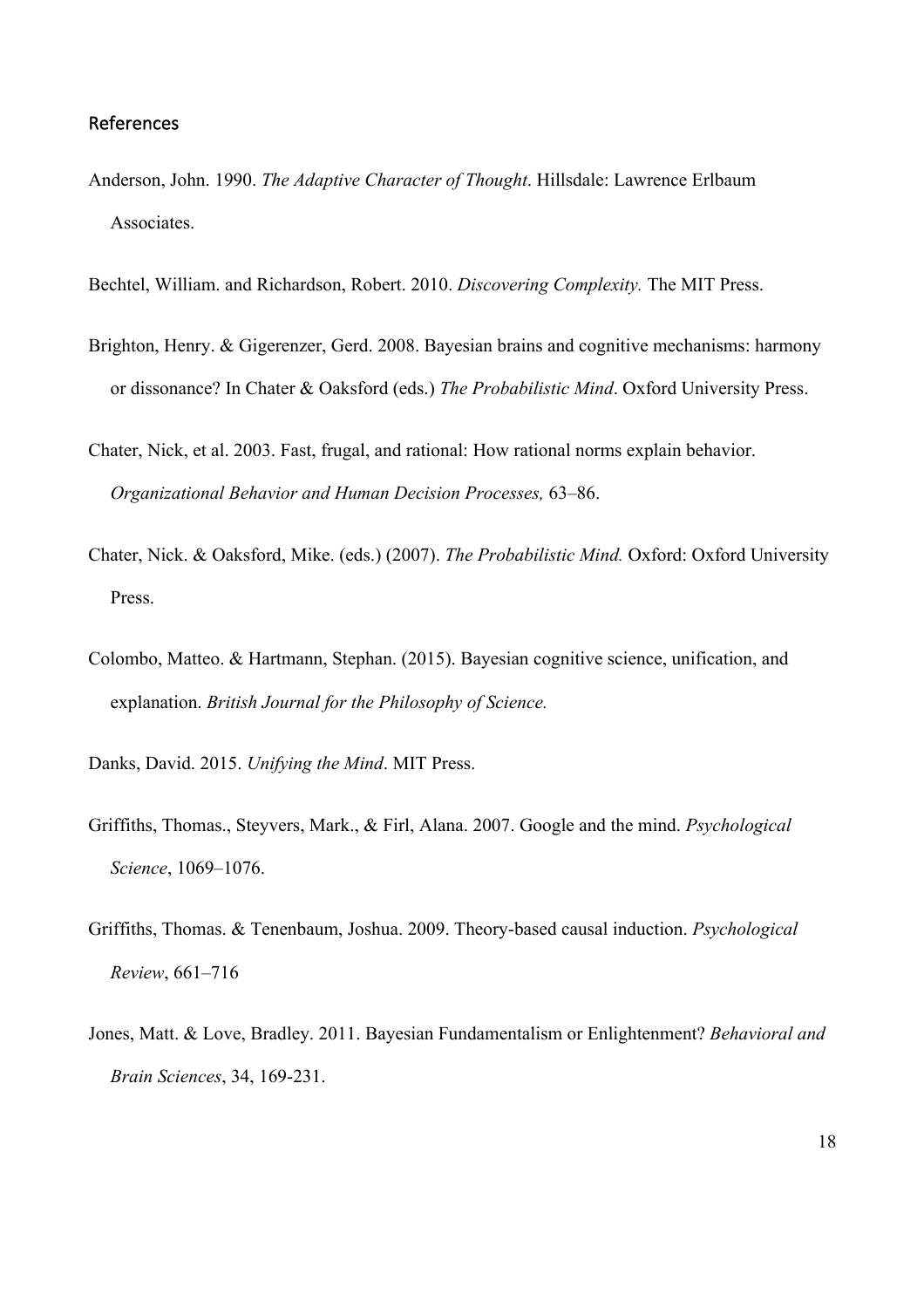## References

Anderson, John. 1990. *The Adaptive Character of Thought*. Hillsdale: Lawrence Erlbaum Associates.

Bechtel, William. and Richardson, Robert. 2010. *Discovering Complexity.* The MIT Press.

Brighton, Henry. & Gigerenzer, Gerd. 2008. Bayesian brains and cognitive mechanisms: harmony or dissonance? In Chater & Oaksford (eds.) *The Probabilistic Mind*. Oxford University Press.

Chater, Nick, et al. 2003. Fast, frugal, and rational: How rational norms explain behavior. *Organizational Behavior and Human Decision Processes,* 63–86.

Chater, Nick. & Oaksford, Mike. (eds.) (2007). *The Probabilistic Mind.* Oxford: Oxford University Press.

Colombo, Matteo. & Hartmann, Stephan. (2015). Bayesian cognitive science, unification, and explanation. *British Journal for the Philosophy of Science.*

Danks, David. 2015. *Unifying the Mind*. MIT Press.

Griffiths, Thomas., Steyvers, Mark., & Firl, Alana. 2007. Google and the mind. *Psychological Science*, 1069–1076.

Griffiths, Thomas. & Tenenbaum, Joshua. 2009. Theory-based causal induction. *Psychological Review*, 661–716

Jones, Matt. & Love, Bradley. 2011. Bayesian Fundamentalism or Enlightenment? *Behavioral and Brain Sciences*, 34, 169-231.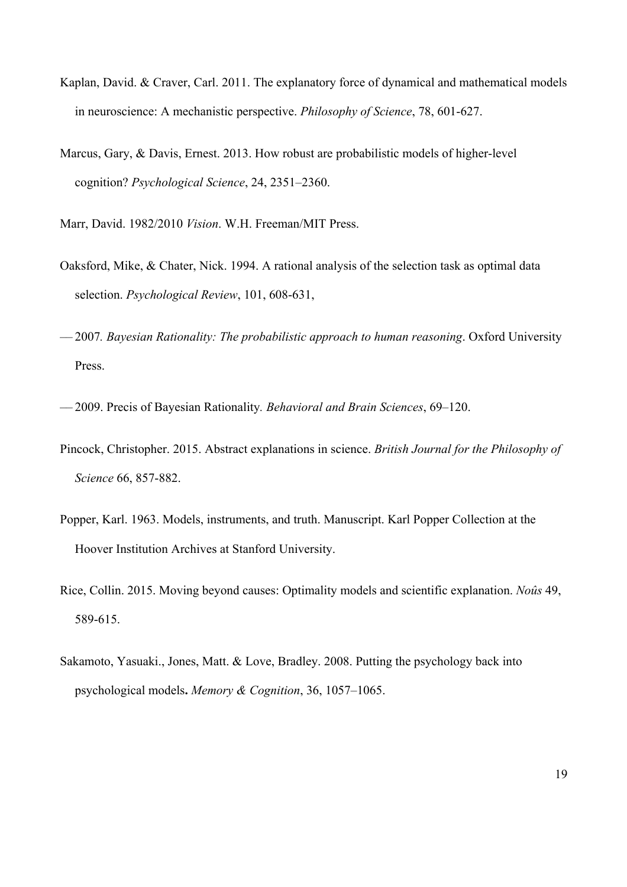Kaplan, David. & Craver, Carl. 2011. The explanatory force of dynamical and mathematical models in neuroscience: A mechanistic perspective. *Philosophy of Science*, 78, 601-627.

Marcus, Gary, & Davis, Ernest. 2013. How robust are probabilistic models of higher-level cognition? *Psychological Science*, 24, 2351–2360.

Marr, David. 1982/2010 *Vision*. W.H. Freeman/MIT Press.

Oaksford, Mike, & Chater, Nick. 1994. A rational analysis of the selection task as optimal data selection. *Psychological Review*, 101, 608-631,

— 2007*. Bayesian Rationality: The probabilistic approach to human reasoning*. Oxford University Press.

— 2009. Precis of Bayesian Rationality*. Behavioral and Brain Sciences*, 69–120.

Pincock, Christopher. 2015. Abstract explanations in science. *British Journal for the Philosophy of Science* 66, 857-882.

Popper, Karl. 1963. Models, instruments, and truth. Manuscript. Karl Popper Collection at the Hoover Institution Archives at Stanford University.

Rice, Collin. 2015. Moving beyond causes: Optimality models and scientific explanation. *Noûs* 49, 589-615.

Sakamoto, Yasuaki., Jones, Matt. & Love, Bradley. 2008. Putting the psychology back into psychological models**.** *Memory & Cognition*, 36, 1057–1065.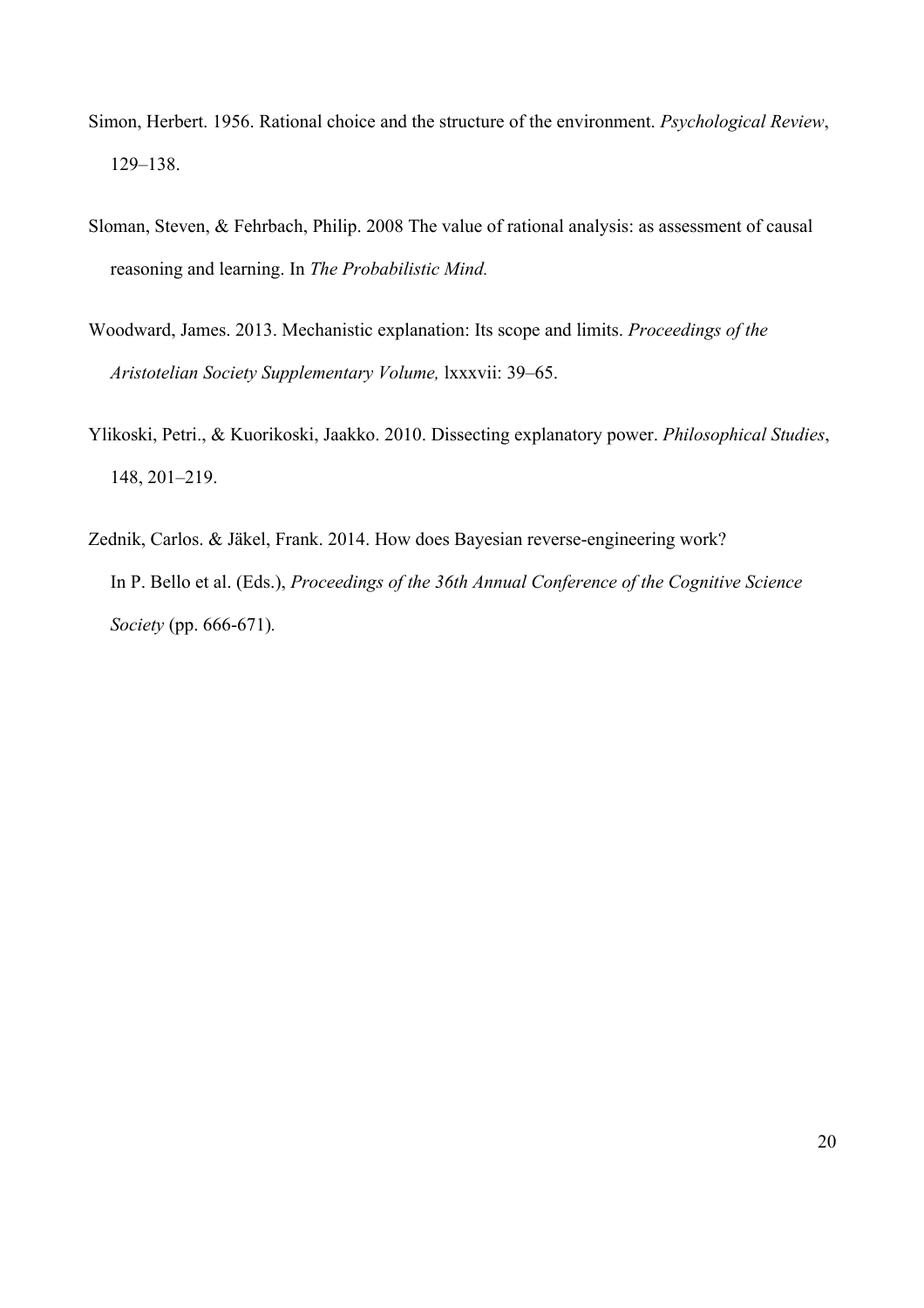Simon, Herbert. 1956. Rational choice and the structure of the environment. *Psychological Review*, 129–138.

Sloman, Steven, & Fehrbach, Philip. 2008 The value of rational analysis: as assessment of causal reasoning and learning. In *The Probabilistic Mind.*

Woodward, James. 2013. Mechanistic explanation: Its scope and limits. *Proceedings of the Aristotelian Society Supplementary Volume,* lxxxvii: 39–65.

Ylikoski, Petri., & Kuorikoski, Jaakko. 2010. Dissecting explanatory power. *Philosophical Studies*, 148, 201–219.

Zednik, Carlos. & Jäkel, Frank. 2014. How does Bayesian reverse-engineering work? In P. Bello et al. (Eds.), *Proceedings of the 36th Annual Conference of the Cognitive Science Society* (pp. 666-671).